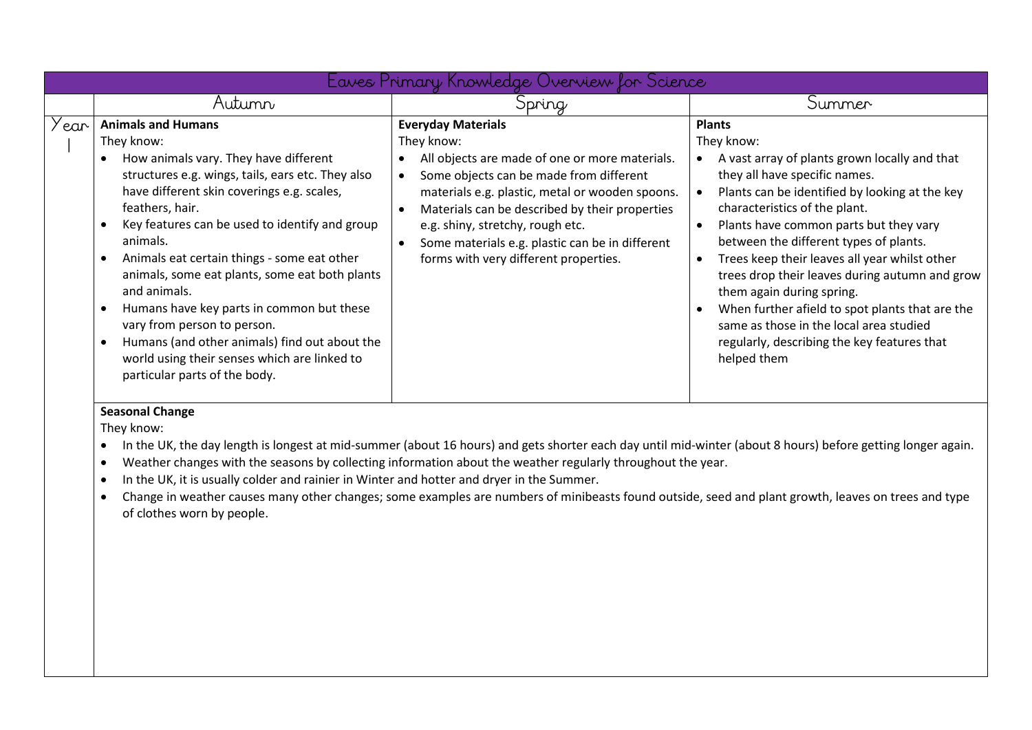# Eaves Primary Knowledge Overview for Science

| | Autumn | Spring | Summer |
|---|---|---|---|
| Year 1 | **Animals and Humans**<br>They know:<br>• How animals vary. They have different structures e.g. wings, tails, ears etc. They also have different skin coverings e.g. scales, feathers, hair.<br>• Key features can be used to identify and group animals.<br>• Animals eat certain things - some eat other animals, some eat plants, some eat both plants and animals.<br>• Humans have key parts in common but these vary from person to person.<br>• Humans (and other animals) find out about the world using their senses which are linked to particular parts of the body. | **Everyday Materials**<br>They know:<br>• All objects are made of one or more materials.<br>• Some objects can be made from different materials e.g. plastic, metal or wooden spoons.<br>• Materials can be described by their properties e.g. shiny, stretchy, rough etc.<br>• Some materials e.g. plastic can be in different forms with very different properties. | **Plants**<br>They know:<br>• A vast array of plants grown locally and that they all have specific names.<br>• Plants can be identified by looking at the key characteristics of the plant.<br>• Plants have common parts but they vary between the different types of plants.<br>• Trees keep their leaves all year whilst other trees drop their leaves during autumn and grow them again during spring.<br>• When further afield to spot plants that are the same as those in the local area studied regularly, describing the key features that helped them |
| | **Seasonal Change**<br>They know:<br>• In the UK, the day length is longest at mid-summer (about 16 hours) and gets shorter each day until mid-winter (about 8 hours) before getting longer again.<br>• Weather changes with the seasons by collecting information about the weather regularly throughout the year.<br>• In the UK, it is usually colder and rainier in Winter and hotter and dryer in the Summer.<br>• Change in weather causes many other changes; some examples are numbers of minibeasts found outside, seed and plant growth, leaves on trees and type of clothes worn by people. | | |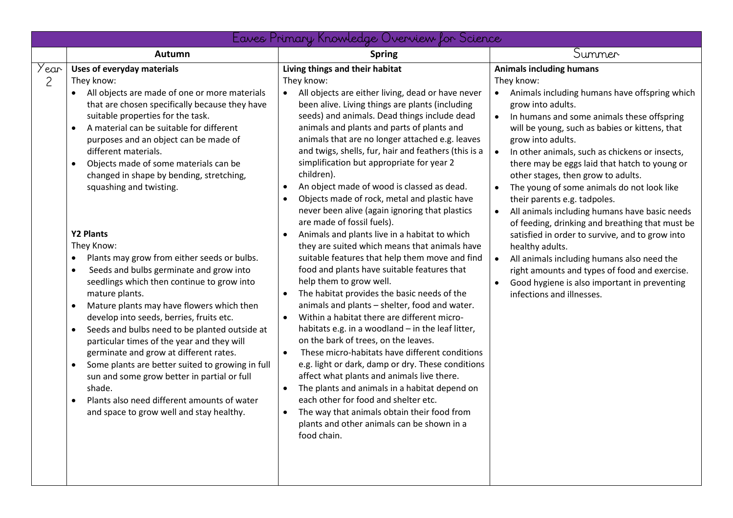| Eaves Primary Knowledge Overview for Science | | | |
|---|---|---|---|
| | **Autumn** | **Spring** | Summer |
| Year 2 | **Uses of everyday materials**<br>They know:<br>• All objects are made of one or more materials that are chosen specifically because they have suitable properties for the task.<br>• A material can be suitable for different purposes and an object can be made of different materials.<br>• Objects made of some materials can be changed in shape by bending, stretching, squashing and twisting.<br><br>**Y2 Plants**<br>They Know:<br>• Plants may grow from either seeds or bulbs.<br>• Seeds and bulbs germinate and grow into seedlings which then continue to grow into mature plants.<br>• Mature plants may have flowers which then develop into seeds, berries, fruits etc.<br>• Seeds and bulbs need to be planted outside at particular times of the year and they will germinate and grow at different rates.<br>• Some plants are better suited to growing in full sun and some grow better in partial or full shade.<br>• Plants also need different amounts of water and space to grow well and stay healthy. | **Living things and their habitat**<br>They know:<br>• All objects are either living, dead or have never been alive. Living things are plants (including seeds) and animals. Dead things include dead animals and plants and parts of plants and animals that are no longer attached e.g. leaves and twigs, shells, fur, hair and feathers (this is a simplification but appropriate for year 2 children).<br>• An object made of wood is classed as dead.<br>• Objects made of rock, metal and plastic have never been alive (again ignoring that plastics are made of fossil fuels).<br>• Animals and plants live in a habitat to which they are suited which means that animals have suitable features that help them move and find food and plants have suitable features that help them to grow well.<br>• The habitat provides the basic needs of the animals and plants – shelter, food and water.<br>• Within a habitat there are different micro-habitats e.g. in a woodland – in the leaf litter, on the bark of trees, on the leaves.<br>• These micro-habitats have different conditions e.g. light or dark, damp or dry. These conditions affect what plants and animals live there.<br>• The plants and animals in a habitat depend on each other for food and shelter etc.<br>• The way that animals obtain their food from plants and other animals can be shown in a food chain. | **Animals including humans**<br>They know:<br>• Animals including humans have offspring which grow into adults.<br>• In humans and some animals these offspring will be young, such as babies or kittens, that grow into adults.<br>• In other animals, such as chickens or insects, there may be eggs laid that hatch to young or other stages, then grow to adults.<br>• The young of some animals do not look like their parents e.g. tadpoles.<br>• All animals including humans have basic needs of feeding, drinking and breathing that must be satisfied in order to survive, and to grow into healthy adults.<br>• All animals including humans also need the right amounts and types of food and exercise.<br>• Good hygiene is also important in preventing infections and illnesses. |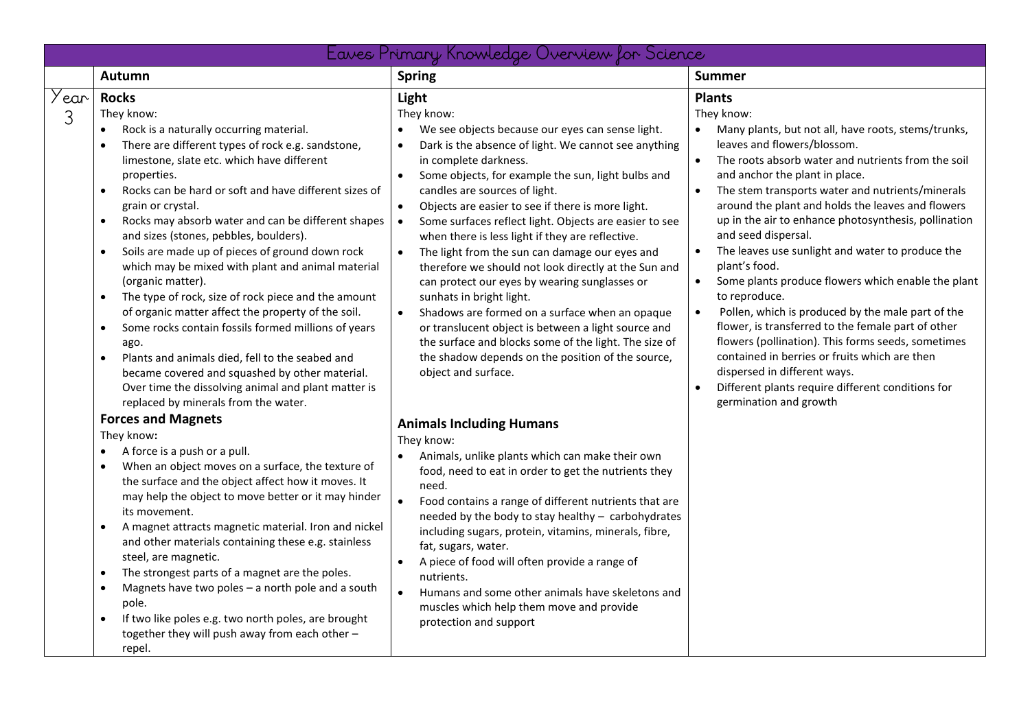# Eaves Primary Knowledge Overview for Science

| | Autumn | Spring | Summer |
|---|---|---|---|
| Year 3 | **Rocks**<br>They know:<br>• Rock is a naturally occurring material.<br>• There are different types of rock e.g. sandstone, limestone, slate etc. which have different properties.<br>• Rocks can be hard or soft and have different sizes of grain or crystal.<br>• Rocks may absorb water and can be different shapes and sizes (stones, pebbles, boulders).<br>• Soils are made up of pieces of ground down rock which may be mixed with plant and animal material (organic matter).<br>• The type of rock, size of rock piece and the amount of organic matter affect the property of the soil.<br>• Some rocks contain fossils formed millions of years ago.<br>• Plants and animals died, fell to the seabed and became covered and squashed by other material. Over time the dissolving animal and plant matter is replaced by minerals from the water.<br><br>**Forces and Magnets**<br>They know:<br>• A force is a push or a pull.<br>• When an object moves on a surface, the texture of the surface and the object affect how it moves. It may help the object to move better or it may hinder its movement.<br>• A magnet attracts magnetic material. Iron and nickel and other materials containing these e.g. stainless steel, are magnetic.<br>• The strongest parts of a magnet are the poles.<br>• Magnets have two poles – a north pole and a south pole.<br>• If two like poles e.g. two north poles, are brought together they will push away from each other – repel. | **Light**<br>They know:<br>• We see objects because our eyes can sense light.<br>• Dark is the absence of light. We cannot see anything in complete darkness.<br>• Some objects, for example the sun, light bulbs and candles are sources of light.<br>• Objects are easier to see if there is more light.<br>• Some surfaces reflect light. Objects are easier to see when there is less light if they are reflective.<br>• The light from the sun can damage our eyes and therefore we should not look directly at the Sun and can protect our eyes by wearing sunglasses or sunhats in bright light.<br>• Shadows are formed on a surface when an opaque or translucent object is between a light source and the surface and blocks some of the light. The size of the shadow depends on the position of the source, object and surface.<br><br>**Animals Including Humans**<br>They know:<br>• Animals, unlike plants which can make their own food, need to eat in order to get the nutrients they need.<br>• Food contains a range of different nutrients that are needed by the body to stay healthy – carbohydrates including sugars, protein, vitamins, minerals, fibre, fat, sugars, water.<br>• A piece of food will often provide a range of nutrients.<br>• Humans and some other animals have skeletons and muscles which help them move and provide protection and support | **Plants**<br>They know:<br>• Many plants, but not all, have roots, stems/trunks, leaves and flowers/blossom.<br>• The roots absorb water and nutrients from the soil and anchor the plant in place.<br>• The stem transports water and nutrients/minerals around the plant and holds the leaves and flowers up in the air to enhance photosynthesis, pollination and seed dispersal.<br>• The leaves use sunlight and water to produce the plant's food.<br>• Some plants produce flowers which enable the plant to reproduce.<br>• Pollen, which is produced by the male part of the flower, is transferred to the female part of other flowers (pollination). This forms seeds, sometimes contained in berries or fruits which are then dispersed in different ways.<br>• Different plants require different conditions for germination and growth |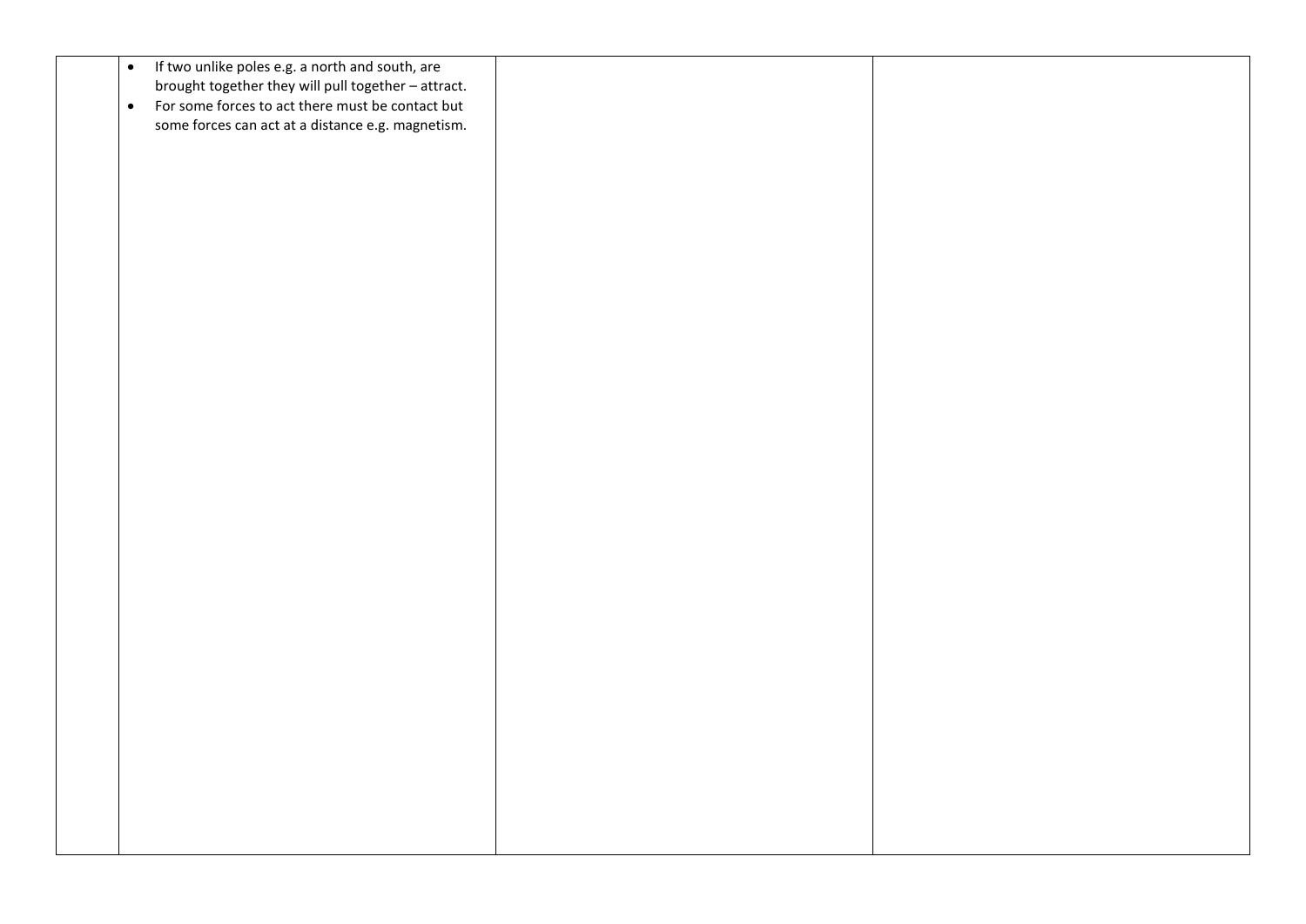|  |  |  |  |
|---|---|---|---|
|  | • If two unlike poles e.g. a north and south, are brought together they will pull together – attract.<br>• For some forces to act there must be contact but some forces can act at a distance e.g. magnetism. |  |  |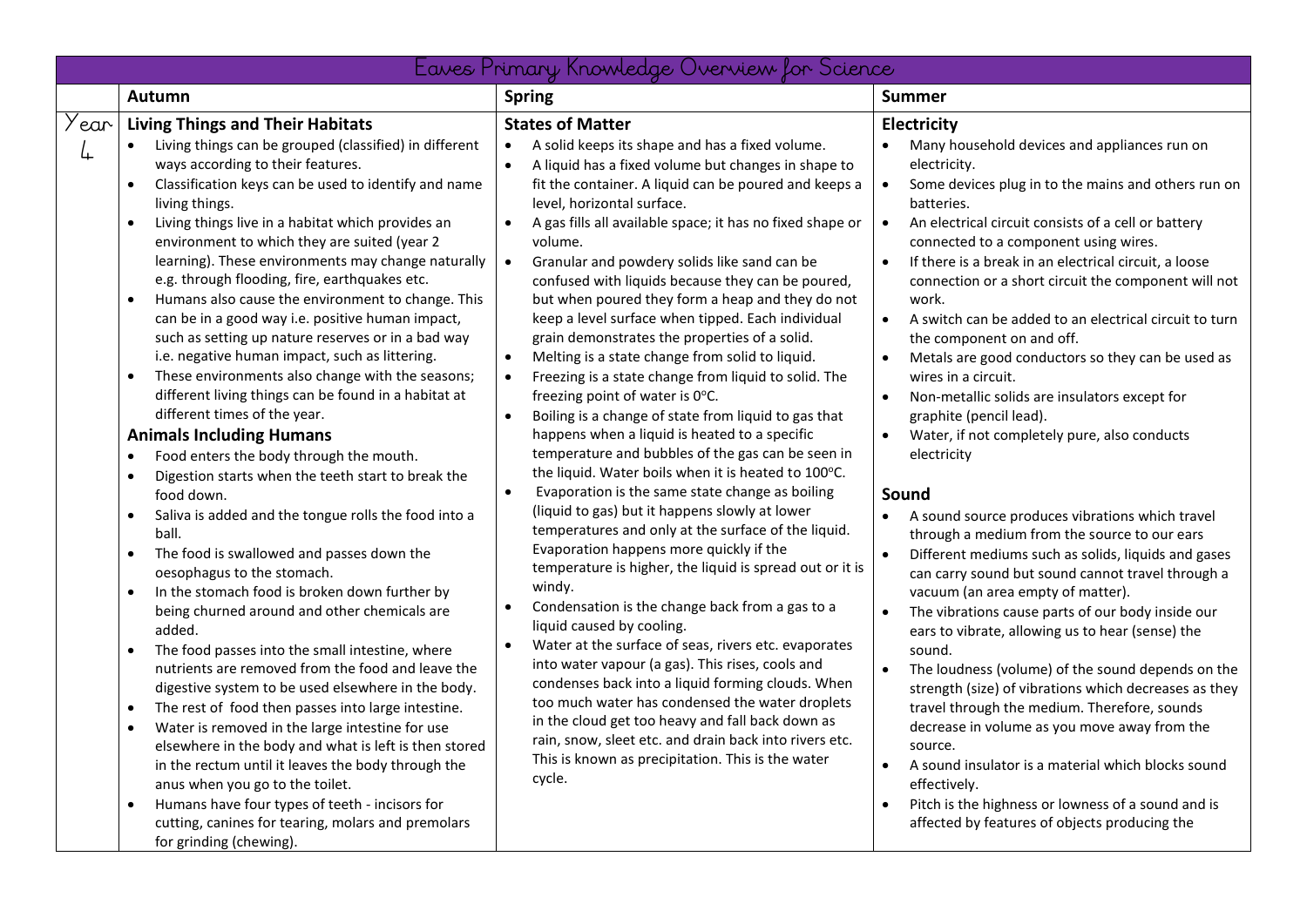# Eaves Primary Knowledge Overview for Science

| | Autumn | Spring | Summer |
|---|---|---|---|
| Year 4 | **Living Things and Their Habitats**<br>• Living things can be grouped (classified) in different ways according to their features.<br>• Classification keys can be used to identify and name living things.<br>• Living things live in a habitat which provides an environment to which they are suited (year 2 learning). These environments may change naturally e.g. through flooding, fire, earthquakes etc.<br>• Humans also cause the environment to change. This can be in a good way i.e. positive human impact, such as setting up nature reserves or in a bad way i.e. negative human impact, such as littering.<br>• These environments also change with the seasons; different living things can be found in a habitat at different times of the year.<br>**Animals Including Humans**<br>• Food enters the body through the mouth.<br>• Digestion starts when the teeth start to break the food down.<br>• Saliva is added and the tongue rolls the food into a ball.<br>• The food is swallowed and passes down the oesophagus to the stomach.<br>• In the stomach food is broken down further by being churned around and other chemicals are added.<br>• The food passes into the small intestine, where nutrients are removed from the food and leave the digestive system to be used elsewhere in the body.<br>• The rest of food then passes into large intestine.<br>• Water is removed in the large intestine for use elsewhere in the body and what is left is then stored in the rectum until it leaves the body through the anus when you go to the toilet.<br>• Humans have four types of teeth - incisors for cutting, canines for tearing, molars and premolars for grinding (chewing). | **States of Matter**<br>• A solid keeps its shape and has a fixed volume.<br>• A liquid has a fixed volume but changes in shape to fit the container. A liquid can be poured and keeps a level, horizontal surface.<br>• A gas fills all available space; it has no fixed shape or volume.<br>• Granular and powdery solids like sand can be confused with liquids because they can be poured, but when poured they form a heap and they do not keep a level surface when tipped. Each individual grain demonstrates the properties of a solid.<br>• Melting is a state change from solid to liquid.<br>• Freezing is a state change from liquid to solid. The freezing point of water is 0°C.<br>• Boiling is a change of state from liquid to gas that happens when a liquid is heated to a specific temperature and bubbles of the gas can be seen in the liquid. Water boils when it is heated to 100°C.<br>• Evaporation is the same state change as boiling (liquid to gas) but it happens slowly at lower temperatures and only at the surface of the liquid. Evaporation happens more quickly if the temperature is higher, the liquid is spread out or it is windy.<br>• Condensation is the change back from a gas to a liquid caused by cooling.<br>• Water at the surface of seas, rivers etc. evaporates into water vapour (a gas). This rises, cools and condenses back into a liquid forming clouds. When too much water has condensed the water droplets in the cloud get too heavy and fall back down as rain, snow, sleet etc. and drain back into rivers etc. This is known as precipitation. This is the water cycle. | **Electricity**<br>• Many household devices and appliances run on electricity.<br>• Some devices plug in to the mains and others run on batteries.<br>• An electrical circuit consists of a cell or battery connected to a component using wires.<br>• If there is a break in an electrical circuit, a loose connection or a short circuit the component will not work.<br>• A switch can be added to an electrical circuit to turn the component on and off.<br>• Metals are good conductors so they can be used as wires in a circuit.<br>• Non-metallic solids are insulators except for graphite (pencil lead).<br>• Water, if not completely pure, also conducts electricity<br><br>**Sound**<br>• A sound source produces vibrations which travel through a medium from the source to our ears<br>• Different mediums such as solids, liquids and gases can carry sound but sound cannot travel through a vacuum (an area empty of matter).<br>• The vibrations cause parts of our body inside our ears to vibrate, allowing us to hear (sense) the sound.<br>• The loudness (volume) of the sound depends on the strength (size) of vibrations which decreases as they travel through the medium. Therefore, sounds decrease in volume as you move away from the source.<br>• A sound insulator is a material which blocks sound effectively.<br>• Pitch is the highness or lowness of a sound and is affected by features of objects producing the |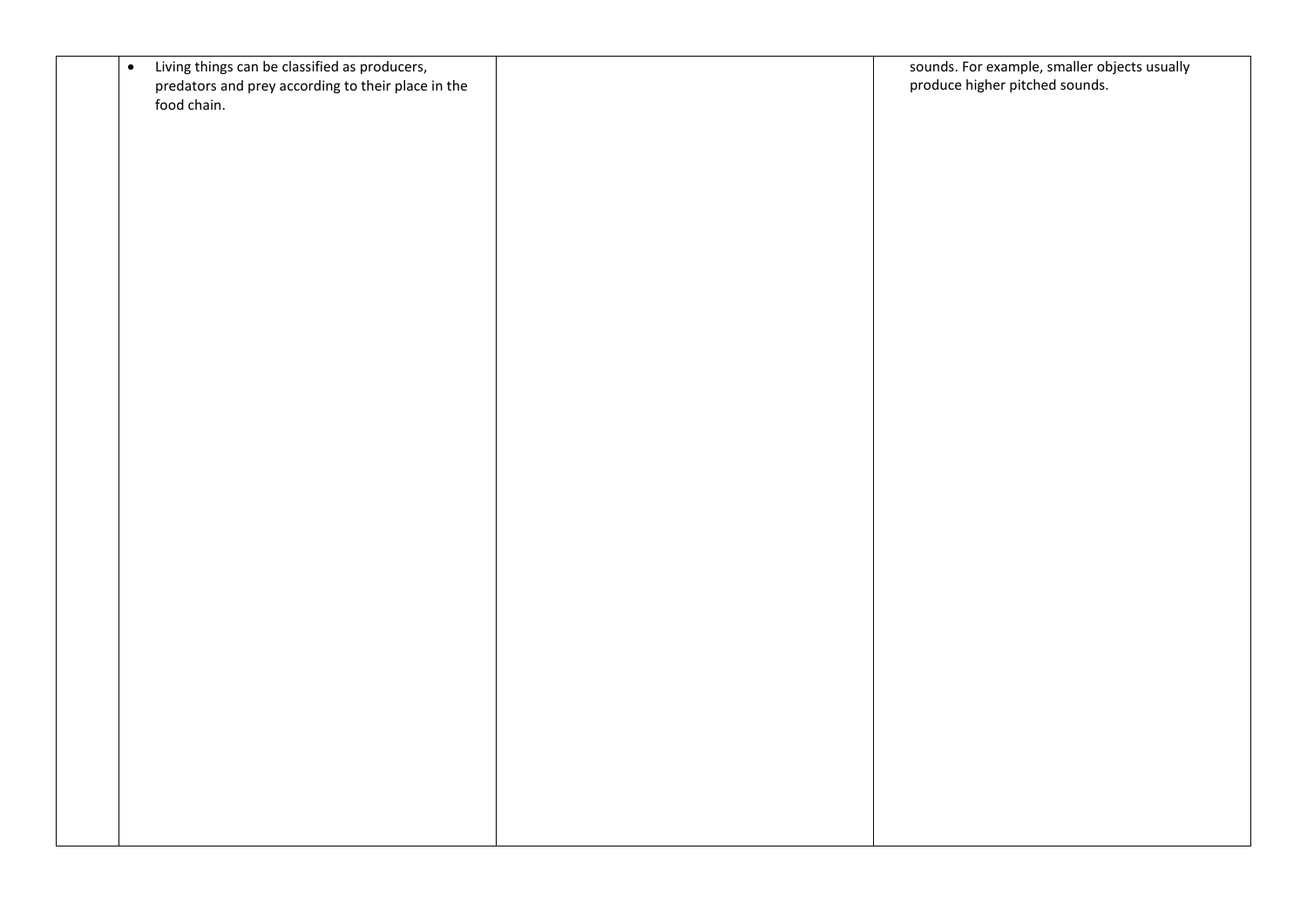|  |  |  |  |
|---|---|---|---|
|  | • Living things can be classified as producers, predators and prey according to their place in the food chain. |  | sounds. For example, smaller objects usually produce higher pitched sounds. |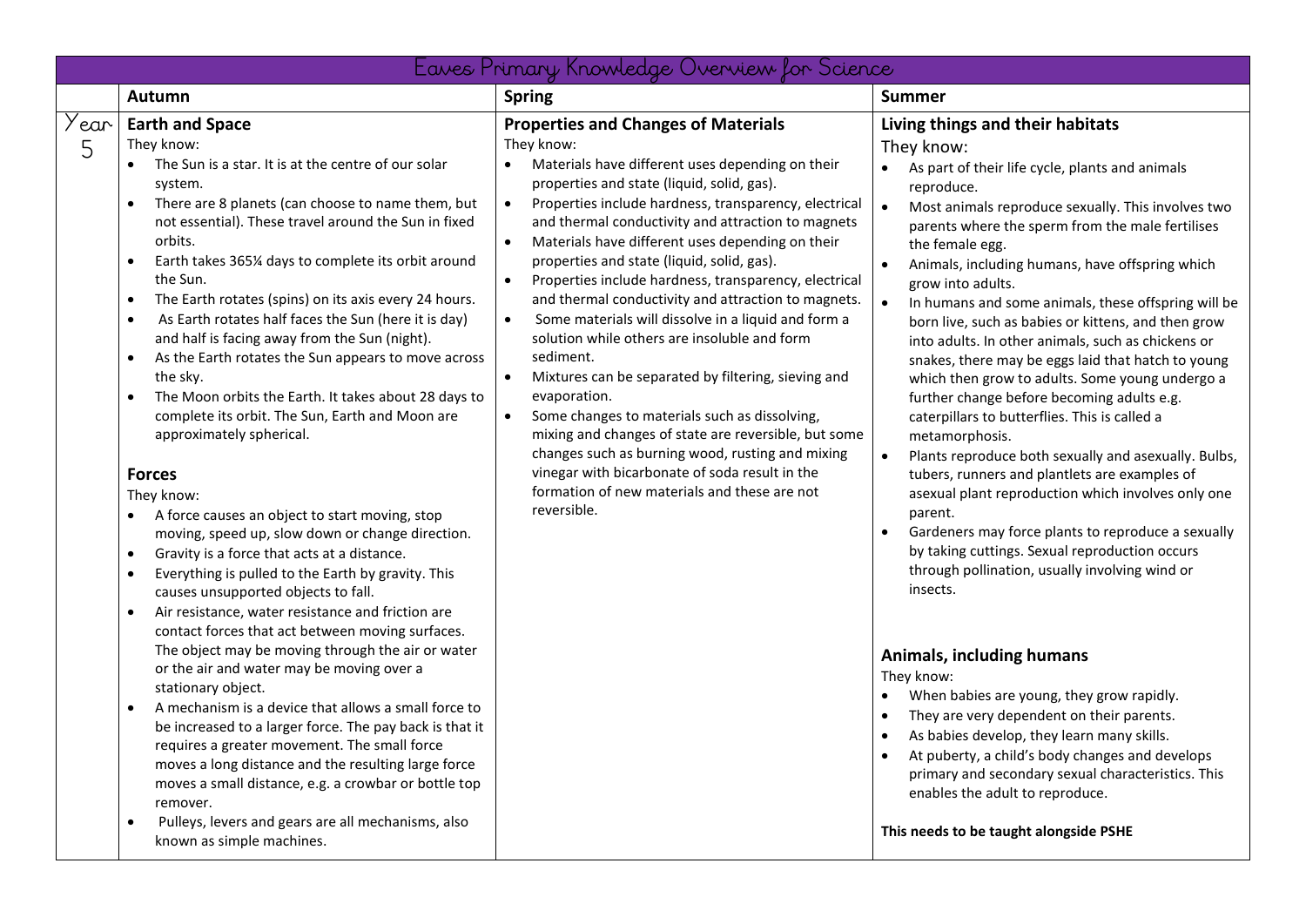# Eaves Primary Knowledge Overview for Science

| | Autumn | Spring | Summer |
|---|---|---|---|
| Year 5 | **Earth and Space**<br>They know:<br>• The Sun is a star. It is at the centre of our solar system.<br>• There are 8 planets (can choose to name them, but not essential). These travel around the Sun in fixed orbits.<br>• Earth takes 365¼ days to complete its orbit around the Sun.<br>• The Earth rotates (spins) on its axis every 24 hours.<br>• As Earth rotates half faces the Sun (here it is day) and half is facing away from the Sun (night).<br>• As the Earth rotates the Sun appears to move across the sky.<br>• The Moon orbits the Earth. It takes about 28 days to complete its orbit. The Sun, Earth and Moon are approximately spherical.<br><br>**Forces**<br>They know:<br>• A force causes an object to start moving, stop moving, speed up, slow down or change direction.<br>• Gravity is a force that acts at a distance.<br>• Everything is pulled to the Earth by gravity. This causes unsupported objects to fall.<br>• Air resistance, water resistance and friction are contact forces that act between moving surfaces. The object may be moving through the air or water or the air and water may be moving over a stationary object.<br>• A mechanism is a device that allows a small force to be increased to a larger force. The pay back is that it requires a greater movement. The small force moves a long distance and the resulting large force moves a small distance, e.g. a crowbar or bottle top remover.<br>• Pulleys, levers and gears are all mechanisms, also known as simple machines. | **Properties and Changes of Materials**<br>They know:<br>• Materials have different uses depending on their properties and state (liquid, solid, gas).<br>• Properties include hardness, transparency, electrical and thermal conductivity and attraction to magnets<br>• Materials have different uses depending on their properties and state (liquid, solid, gas).<br>• Properties include hardness, transparency, electrical and thermal conductivity and attraction to magnets.<br>• Some materials will dissolve in a liquid and form a solution while others are insoluble and form sediment.<br>• Mixtures can be separated by filtering, sieving and evaporation.<br>• Some changes to materials such as dissolving, mixing and changes of state are reversible, but some changes such as burning wood, rusting and mixing vinegar with bicarbonate of soda result in the formation of new materials and these are not reversible. | **Living things and their habitats**<br>They know:<br>• As part of their life cycle, plants and animals reproduce.<br>• Most animals reproduce sexually. This involves two parents where the sperm from the male fertilises the female egg.<br>• Animals, including humans, have offspring which grow into adults.<br>• In humans and some animals, these offspring will be born live, such as babies or kittens, and then grow into adults. In other animals, such as chickens or snakes, there may be eggs laid that hatch to young which then grow to adults. Some young undergo a further change before becoming adults e.g. caterpillars to butterflies. This is called a metamorphosis.<br>• Plants reproduce both sexually and asexually. Bulbs, tubers, runners and plantlets are examples of asexual plant reproduction which involves only one parent.<br>• Gardeners may force plants to reproduce a sexually by taking cuttings. Sexual reproduction occurs through pollination, usually involving wind or insects.<br><br>**Animals, including humans**<br>They know:<br>• When babies are young, they grow rapidly.<br>• They are very dependent on their parents.<br>• As babies develop, they learn many skills.<br>• At puberty, a child's body changes and develops primary and secondary sexual characteristics. This enables the adult to reproduce.<br><br>**This needs to be taught alongside PSHE** |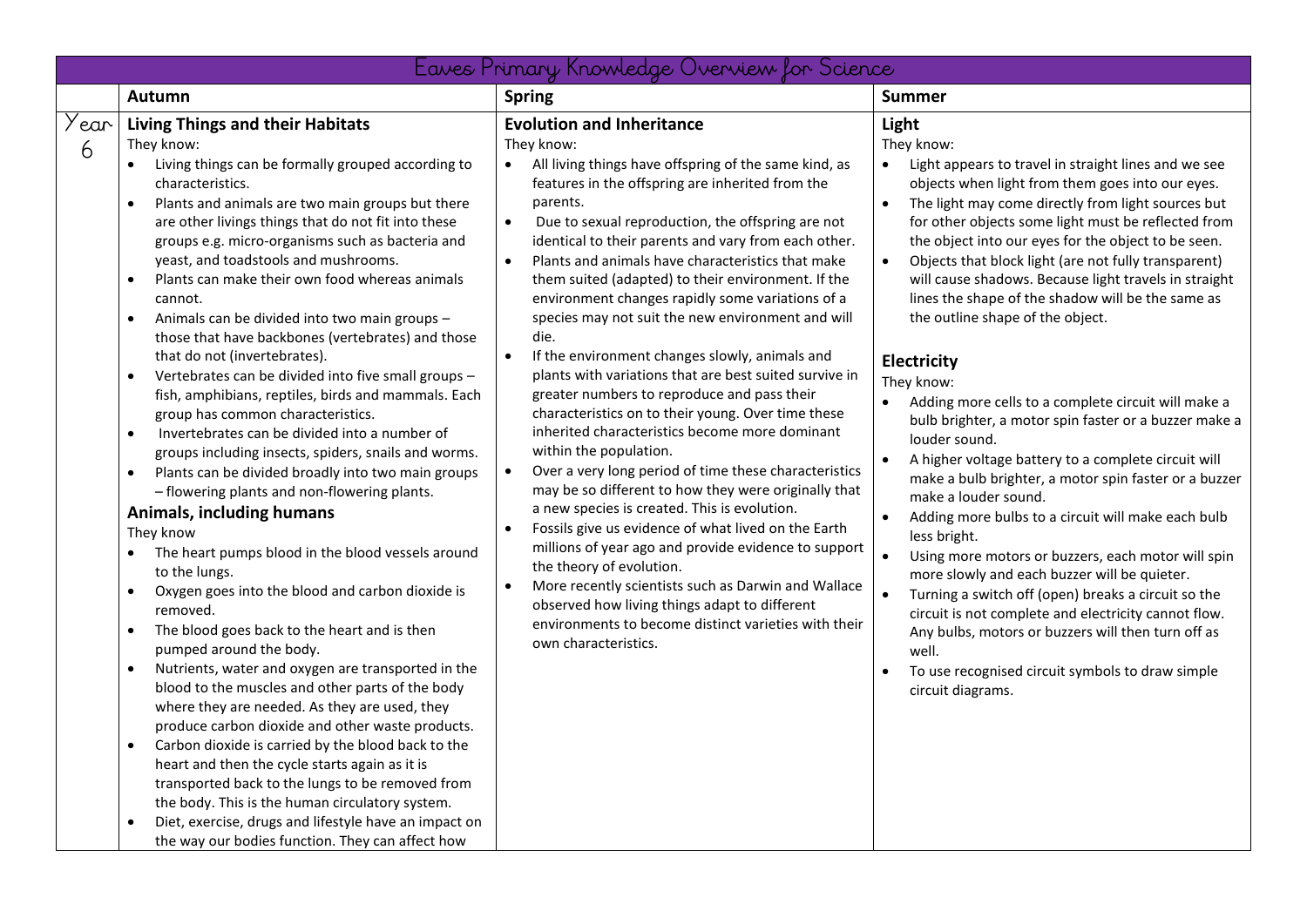# Eaves Primary Knowledge Overview for Science

| | Autumn | Spring | Summer |
|---|---|---|---|
| Year 6 | **Living Things and their Habitats**<br>They know:<br>• Living things can be formally grouped according to characteristics.<br>• Plants and animals are two main groups but there are other livings things that do not fit into these groups e.g. micro-organisms such as bacteria and yeast, and toadstools and mushrooms.<br>• Plants can make their own food whereas animals cannot.<br>• Animals can be divided into two main groups – those that have backbones (vertebrates) and those that do not (invertebrates).<br>• Vertebrates can be divided into five small groups – fish, amphibians, reptiles, birds and mammals. Each group has common characteristics.<br>• Invertebrates can be divided into a number of groups including insects, spiders, snails and worms.<br>• Plants can be divided broadly into two main groups – flowering plants and non-flowering plants.<br>**Animals, including humans**<br>They know<br>• The heart pumps blood in the blood vessels around to the lungs.<br>• Oxygen goes into the blood and carbon dioxide is removed.<br>• The blood goes back to the heart and is then pumped around the body.<br>• Nutrients, water and oxygen are transported in the blood to the muscles and other parts of the body where they are needed. As they are used, they produce carbon dioxide and other waste products.<br>• Carbon dioxide is carried by the blood back to the heart and then the cycle starts again as it is transported back to the lungs to be removed from the body. This is the human circulatory system.<br>• Diet, exercise, drugs and lifestyle have an impact on the way our bodies function. They can affect how | **Evolution and Inheritance**<br>They know:<br>• All living things have offspring of the same kind, as features in the offspring are inherited from the parents.<br>• Due to sexual reproduction, the offspring are not identical to their parents and vary from each other.<br>• Plants and animals have characteristics that make them suited (adapted) to their environment. If the environment changes rapidly some variations of a species may not suit the new environment and will die.<br>• If the environment changes slowly, animals and plants with variations that are best suited survive in greater numbers to reproduce and pass their characteristics on to their young. Over time these inherited characteristics become more dominant within the population.<br>• Over a very long period of time these characteristics may be so different to how they were originally that a new species is created. This is evolution.<br>• Fossils give us evidence of what lived on the Earth millions of year ago and provide evidence to support the theory of evolution.<br>• More recently scientists such as Darwin and Wallace observed how living things adapt to different environments to become distinct varieties with their own characteristics. | **Light**<br>They know:<br>• Light appears to travel in straight lines and we see objects when light from them goes into our eyes.<br>• The light may come directly from light sources but for other objects some light must be reflected from the object into our eyes for the object to be seen.<br>• Objects that block light (are not fully transparent) will cause shadows. Because light travels in straight lines the shape of the shadow will be the same as the outline shape of the object.<br>**Electricity**<br>They know:<br>• Adding more cells to a complete circuit will make a bulb brighter, a motor spin faster or a buzzer make a louder sound.<br>• A higher voltage battery to a complete circuit will make a bulb brighter, a motor spin faster or a buzzer make a louder sound.<br>• Adding more bulbs to a circuit will make each bulb less bright.<br>• Using more motors or buzzers, each motor will spin more slowly and each buzzer will be quieter.<br>• Turning a switch off (open) breaks a circuit so the circuit is not complete and electricity cannot flow. Any bulbs, motors or buzzers will then turn off as well.<br>• To use recognised circuit symbols to draw simple circuit diagrams. |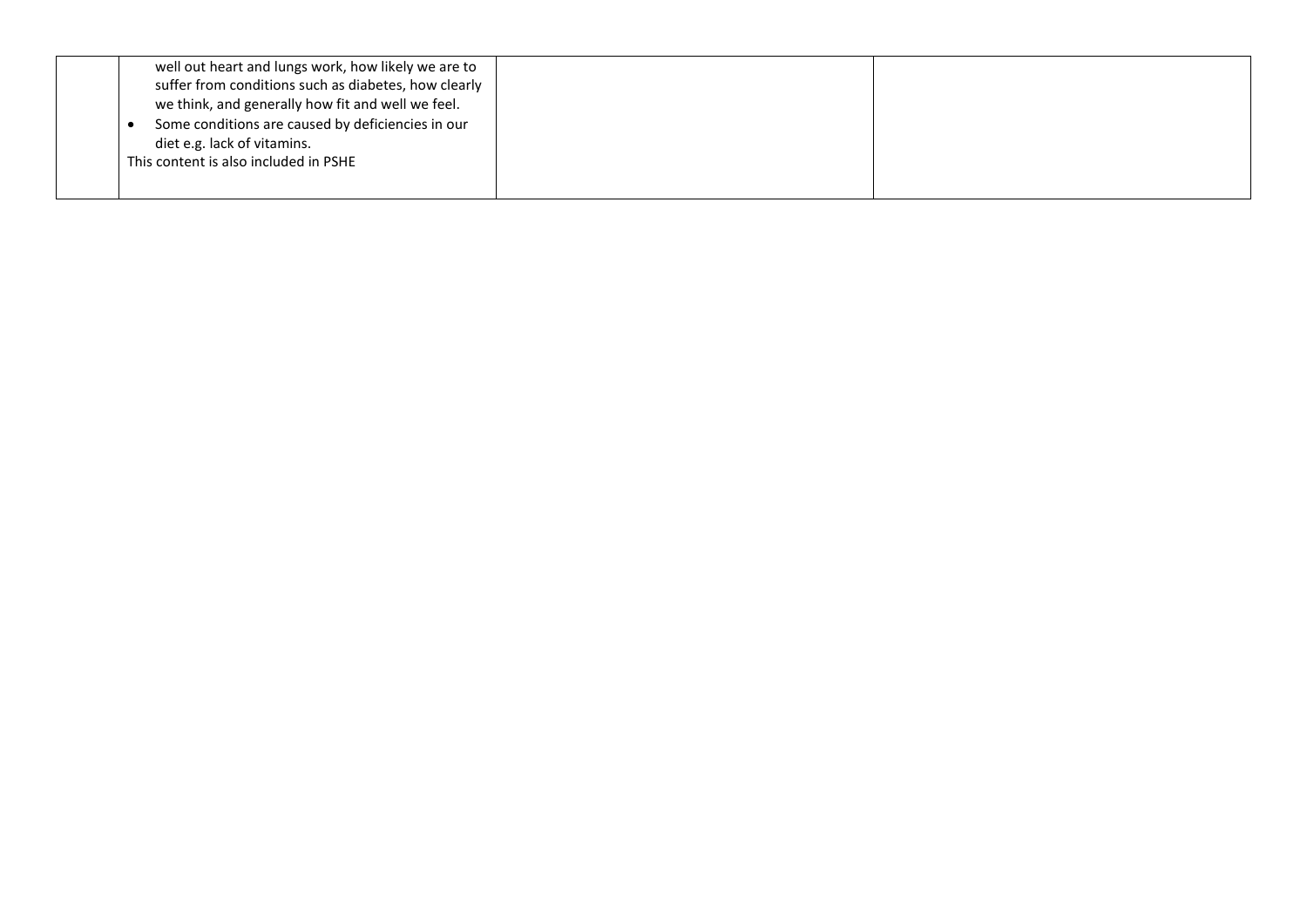| | | | |
|---|---|---|---|
| | well out heart and lungs work, how likely we are to suffer from conditions such as diabetes, how clearly we think, and generally how fit and well we feel.<br>• Some conditions are caused by deficiencies in our diet e.g. lack of vitamins.<br>This content is also included in PSHE | | |